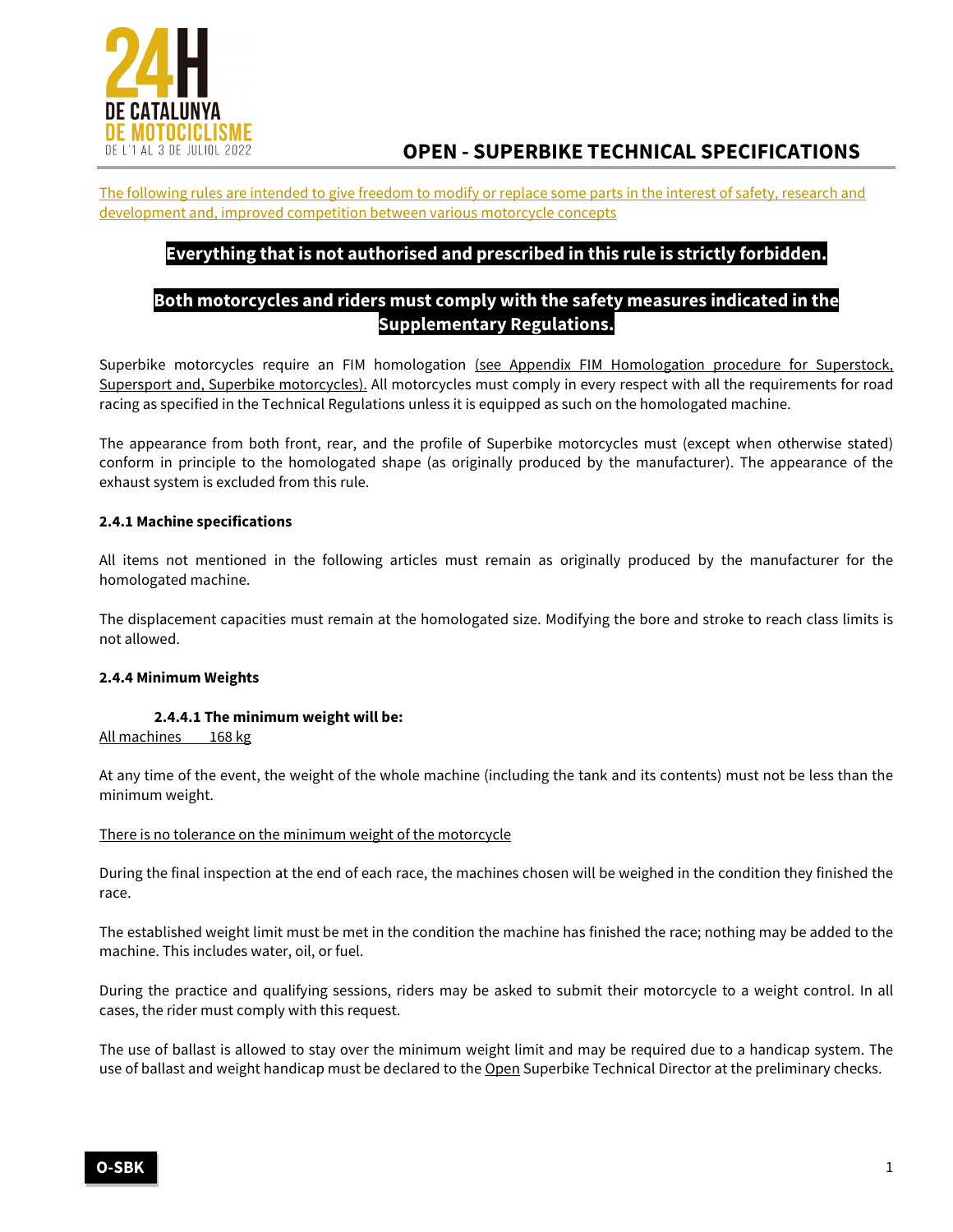# OPEN - SUPERBIKE TECHNICAL SPECIFICATIONS

The following rules are intended to give freedom to modify or replace some parts in the interest of safety, research and development and, improved competition between various motorcycle concepts

**Everything that is not authorised and prescribed in this rule is strictly forbidden.**

**Both motorcycles and riders must comply with the safety measures indicated in the Supplementary Regulations.**

Superbike motorcycles require an FIM homologation (see Appendix FIM Homologation procedure for Superstock, Supersport and, Superbike motorcycles). All motorcycles must comply in every respect with all the requirements for road racing as specified in the Technical Regulations unless it is equipped as such on the homologated machine.

The appearance from both front, rear, and the profile of Superbike motorcycles must (except when otherwise stated) conform in principle to the homologated shape (as originally produced by the manufacturer). The appearance of the exhaust system is excluded from this rule.

### 2.4.1 Machine specifications

All items not mentioned in the following articles must remain as originally produced by the manufacturer for the homologated machine.

The displacement capacities must remain at the homologated size. Modifying the bore and stroke to reach class limits is not allowed.

### 2.4.4 Minimum Weights

#### 2.4.4.1 The minimum weight will be:

All machines 168 kg

At any time of the event, the weight of the whole machine (including the tank and its contents) must not be less than the minimum weight.

There is no tolerance on the minimum weight of the motorcycle

During the final inspection at the end of each race, the machines chosen will be weighed in the condition they finished the race.

The established weight limit must be met in the condition the machine has finished the race; nothing may be added to the machine. This includes water, oil, or fuel.

During the practice and qualifying sessions, riders may be asked to submit their motorcycle to a weight control. In all cases, the rider must comply with this request.

The use of ballast is allowed to stay over the minimum weight limit and may be required due to a handicap system. The use of ballast and weight handicap must be declared to the Open Superbike Technical Director at the preliminary checks.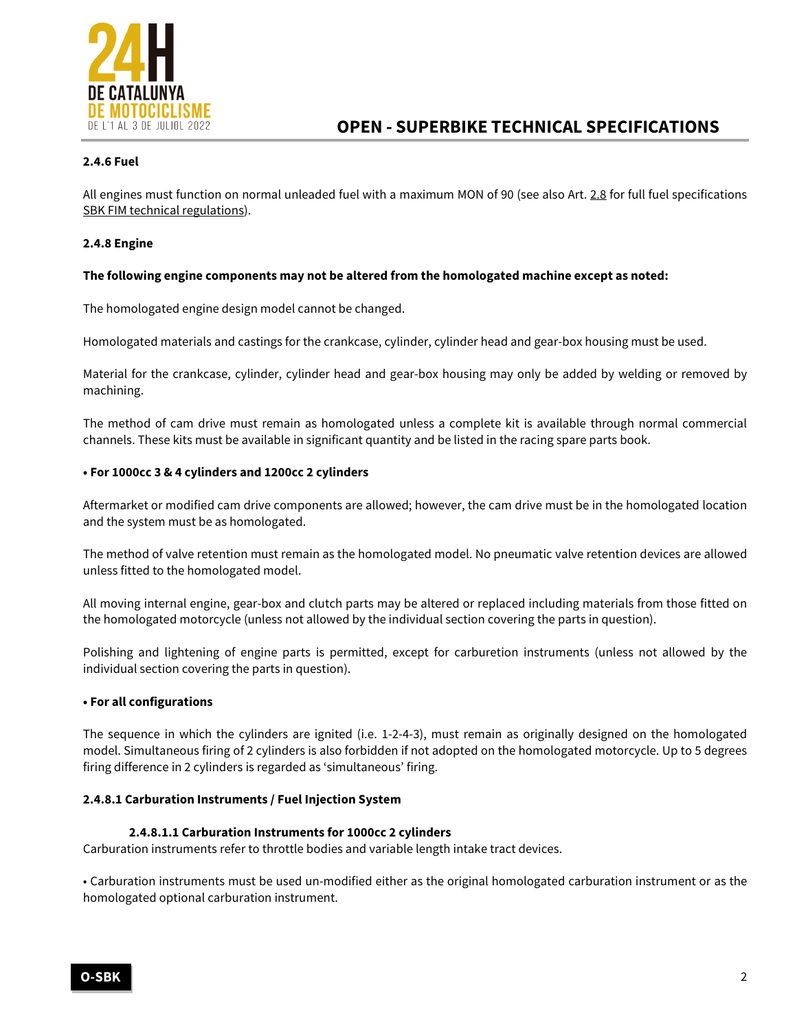#### 2.4.6 Fuel

All engines must function on normal unleaded fuel with a maximum MON of 90 (see also Art. 2.8 for full fuel specifications SBK FIM technical regulations).

#### 2.4.8 Engine

**The following engine components may not be altered from the homologated machine except as noted:**

The homologated engine design model cannot be changed.

Homologated materials and castings for the crankcase, cylinder, cylinder head and gear-box housing must be used.

Material for the crankcase, cylinder, cylinder head and gear-box housing may only be added by welding or removed by machining.

The method of cam drive must remain as homologated unless a complete kit is available through normal commercial channels. These kits must be available in significant quantity and be listed in the racing spare parts book.

**• For 1000cc 3 & 4 cylinders and 1200cc 2 cylinders**

Aftermarket or modified cam drive components are allowed; however, the cam drive must be in the homologated location and the system must be as homologated.

The method of valve retention must remain as the homologated model. No pneumatic valve retention devices are allowed unless fitted to the homologated model.

All moving internal engine, gear-box and clutch parts may be altered or replaced including materials from those fitted on the homologated motorcycle (unless not allowed by the individual section covering the parts in question).

Polishing and lightening of engine parts is permitted, except for carburetion instruments (unless not allowed by the individual section covering the parts in question).

**• For all configurations**

The sequence in which the cylinders are ignited (i.e. 1-2-4-3), must remain as originally designed on the homologated model. Simultaneous firing of 2 cylinders is also forbidden if not adopted on the homologated motorcycle. Up to 5 degrees firing difference in 2 cylinders is regarded as 'simultaneous' firing.

#### 2.4.8.1 Carburation Instruments / Fuel Injection System

##### 2.4.8.1.1 Carburation Instruments for 1000cc 2 cylinders

Carburation instruments refer to throttle bodies and variable length intake tract devices.

• Carburation instruments must be used un-modified either as the original homologated carburation instrument or as the homologated optional carburation instrument.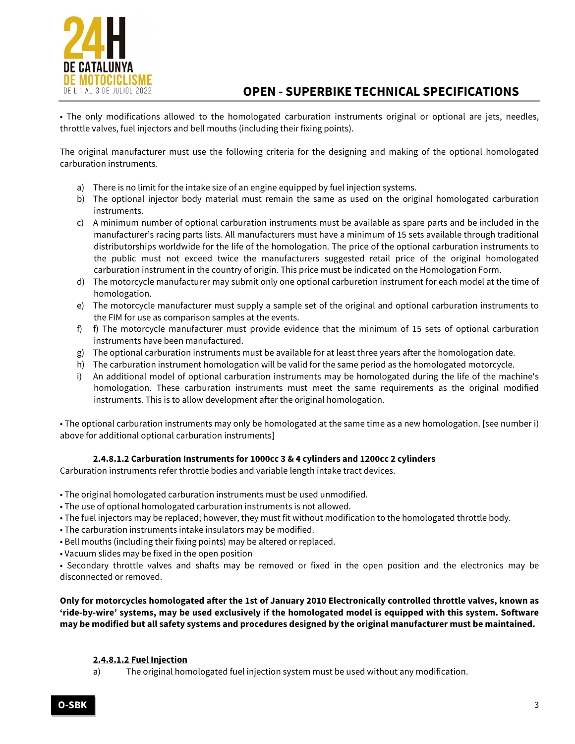• The only modifications allowed to the homologated carburation instruments original or optional are jets, needles, throttle valves, fuel injectors and bell mouths (including their fixing points).

The original manufacturer must use the following criteria for the designing and making of the optional homologated carburation instruments.

a) There is no limit for the intake size of an engine equipped by fuel injection systems.
b) The optional injector body material must remain the same as used on the original homologated carburation instruments.
c) A minimum number of optional carburation instruments must be available as spare parts and be included in the manufacturer's racing parts lists. All manufacturers must have a minimum of 15 sets available through traditional distributorships worldwide for the life of the homologation. The price of the optional carburation instruments to the public must not exceed twice the manufacturers suggested retail price of the original homologated carburation instrument in the country of origin. This price must be indicated on the Homologation Form.
d) The motorcycle manufacturer may submit only one optional carburetion instrument for each model at the time of homologation.
e) The motorcycle manufacturer must supply a sample set of the original and optional carburation instruments to the FIM for use as comparison samples at the events.
f) f) The motorcycle manufacturer must provide evidence that the minimum of 15 sets of optional carburation instruments have been manufactured.
g) The optional carburation instruments must be available for at least three years after the homologation date.
h) The carburation instrument homologation will be valid for the same period as the homologated motorcycle.
i) An additional model of optional carburation instruments may be homologated during the life of the machine's homologation. These carburation instruments must meet the same requirements as the original modified instruments. This is to allow development after the original homologation.

• The optional carburation instruments may only be homologated at the same time as a new homologation. [see number i) above for additional optional carburation instruments]

#### 2.4.8.1.2 Carburation Instruments for 1000cc 3 & 4 cylinders and 1200cc 2 cylinders

Carburation instruments refer throttle bodies and variable length intake tract devices.

• The original homologated carburation instruments must be used unmodified.
• The use of optional homologated carburation instruments is not allowed.
• The fuel injectors may be replaced; however, they must fit without modification to the homologated throttle body.
• The carburation instruments intake insulators may be modified.
• Bell mouths (including their fixing points) may be altered or replaced.
• Vacuum slides may be fixed in the open position
• Secondary throttle valves and shafts may be removed or fixed in the open position and the electronics may be disconnected or removed.

**Only for motorcycles homologated after the 1st of January 2010 Electronically controlled throttle valves, known as 'ride-by-wire' systems, may be used exclusively if the homologated model is equipped with this system. Software may be modified but all safety systems and procedures designed by the original manufacturer must be maintained.**

#### 2.4.8.1.2 Fuel Injection

a) The original homologated fuel injection system must be used without any modification.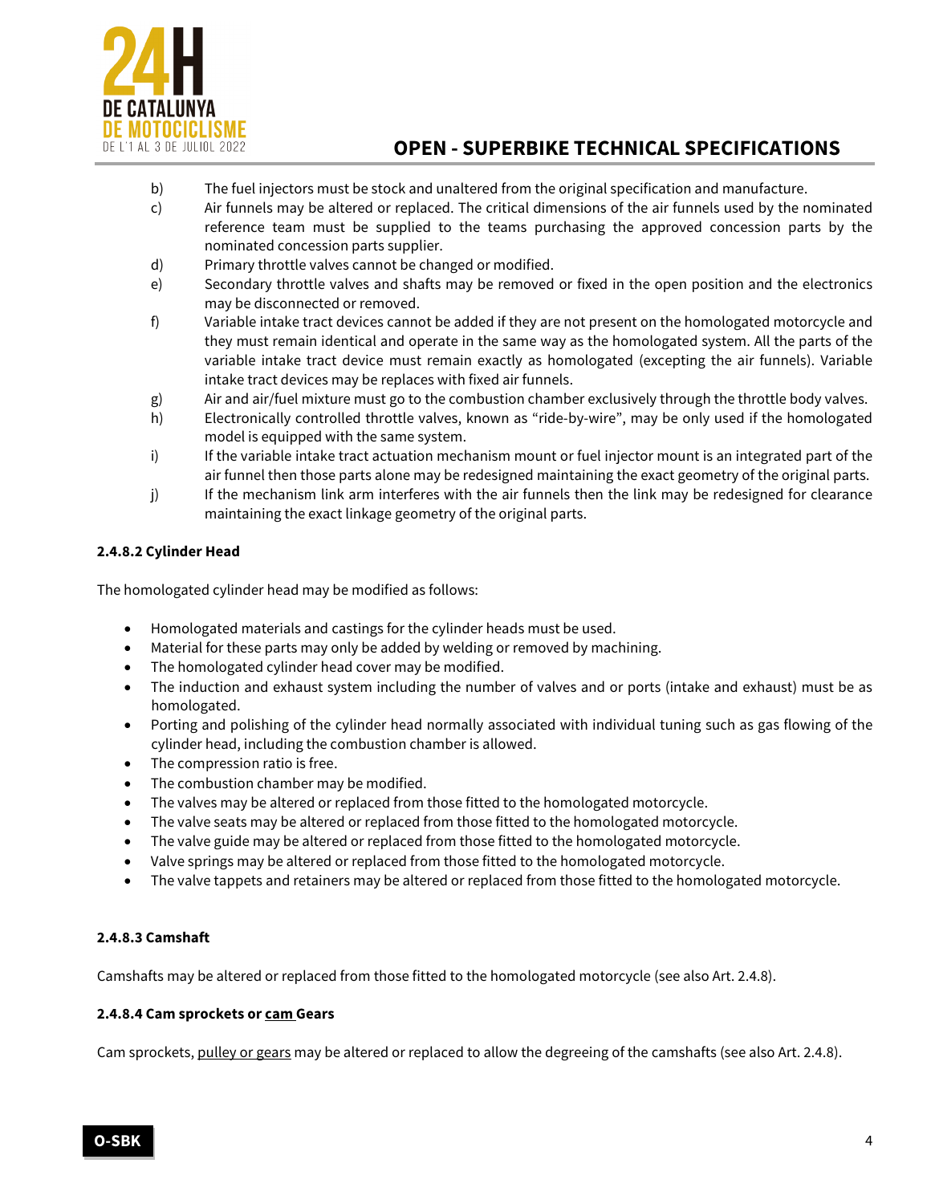b) The fuel injectors must be stock and unaltered from the original specification and manufacture.

c) Air funnels may be altered or replaced. The critical dimensions of the air funnels used by the nominated reference team must be supplied to the teams purchasing the approved concession parts by the nominated concession parts supplier.

d) Primary throttle valves cannot be changed or modified.

e) Secondary throttle valves and shafts may be removed or fixed in the open position and the electronics may be disconnected or removed.

f) Variable intake tract devices cannot be added if they are not present on the homologated motorcycle and they must remain identical and operate in the same way as the homologated system. All the parts of the variable intake tract device must remain exactly as homologated (excepting the air funnels). Variable intake tract devices may be replaces with fixed air funnels.

g) Air and air/fuel mixture must go to the combustion chamber exclusively through the throttle body valves.

h) Electronically controlled throttle valves, known as "ride-by-wire", may be only used if the homologated model is equipped with the same system.

i) If the variable intake tract actuation mechanism mount or fuel injector mount is an integrated part of the air funnel then those parts alone may be redesigned maintaining the exact geometry of the original parts.

j) If the mechanism link arm interferes with the air funnels then the link may be redesigned for clearance maintaining the exact linkage geometry of the original parts.

#### 2.4.8.2 Cylinder Head

The homologated cylinder head may be modified as follows:

- Homologated materials and castings for the cylinder heads must be used.
- Material for these parts may only be added by welding or removed by machining.
- The homologated cylinder head cover may be modified.
- The induction and exhaust system including the number of valves and or ports (intake and exhaust) must be as homologated.
- Porting and polishing of the cylinder head normally associated with individual tuning such as gas flowing of the cylinder head, including the combustion chamber is allowed.
- The compression ratio is free.
- The combustion chamber may be modified.
- The valves may be altered or replaced from those fitted to the homologated motorcycle.
- The valve seats may be altered or replaced from those fitted to the homologated motorcycle.
- The valve guide may be altered or replaced from those fitted to the homologated motorcycle.
- Valve springs may be altered or replaced from those fitted to the homologated motorcycle.
- The valve tappets and retainers may be altered or replaced from those fitted to the homologated motorcycle.

#### 2.4.8.3 Camshaft

Camshafts may be altered or replaced from those fitted to the homologated motorcycle (see also Art. 2.4.8).

#### 2.4.8.4 Cam sprockets or cam Gears

Cam sprockets, pulley or gears may be altered or replaced to allow the degreeing of the camshafts (see also Art. 2.4.8).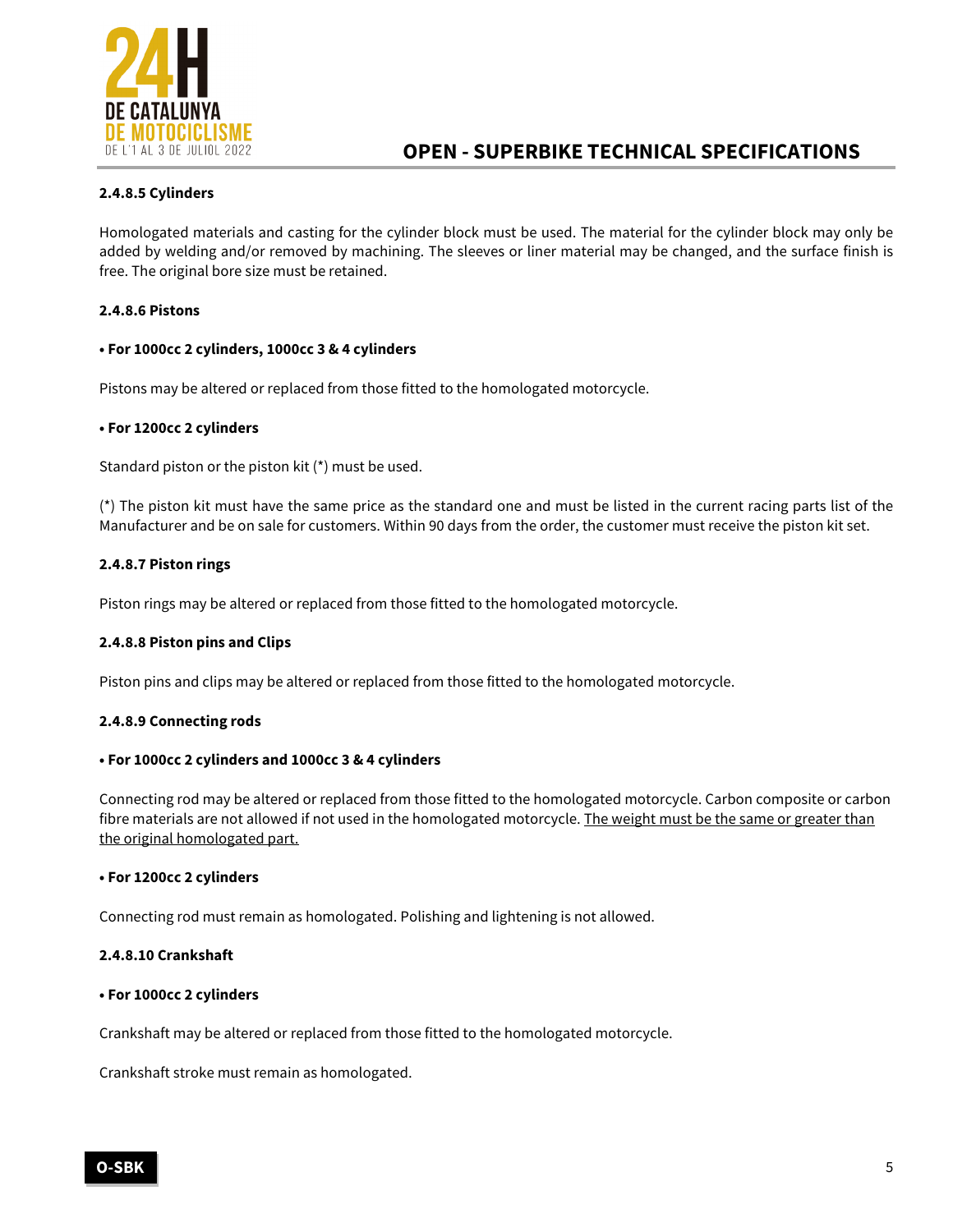#### 2.4.8.5 Cylinders

Homologated materials and casting for the cylinder block must be used. The material for the cylinder block may only be added by welding and/or removed by machining. The sleeves or liner material may be changed, and the surface finish is free. The original bore size must be retained.

#### 2.4.8.6 Pistons

**• For 1000cc 2 cylinders, 1000cc 3 & 4 cylinders**

Pistons may be altered or replaced from those fitted to the homologated motorcycle.

**• For 1200cc 2 cylinders**

Standard piston or the piston kit (*) must be used.

(*) The piston kit must have the same price as the standard one and must be listed in the current racing parts list of the Manufacturer and be on sale for customers. Within 90 days from the order, the customer must receive the piston kit set.

#### 2.4.8.7 Piston rings

Piston rings may be altered or replaced from those fitted to the homologated motorcycle.

#### 2.4.8.8 Piston pins and Clips

Piston pins and clips may be altered or replaced from those fitted to the homologated motorcycle.

#### 2.4.8.9 Connecting rods

**• For 1000cc 2 cylinders and 1000cc 3 & 4 cylinders**

Connecting rod may be altered or replaced from those fitted to the homologated motorcycle. Carbon composite or carbon fibre materials are not allowed if not used in the homologated motorcycle. <u>The weight must be the same or greater than the original homologated part.</u>

**• For 1200cc 2 cylinders**

Connecting rod must remain as homologated. Polishing and lightening is not allowed.

#### 2.4.8.10 Crankshaft

**• For 1000cc 2 cylinders**

Crankshaft may be altered or replaced from those fitted to the homologated motorcycle.

Crankshaft stroke must remain as homologated.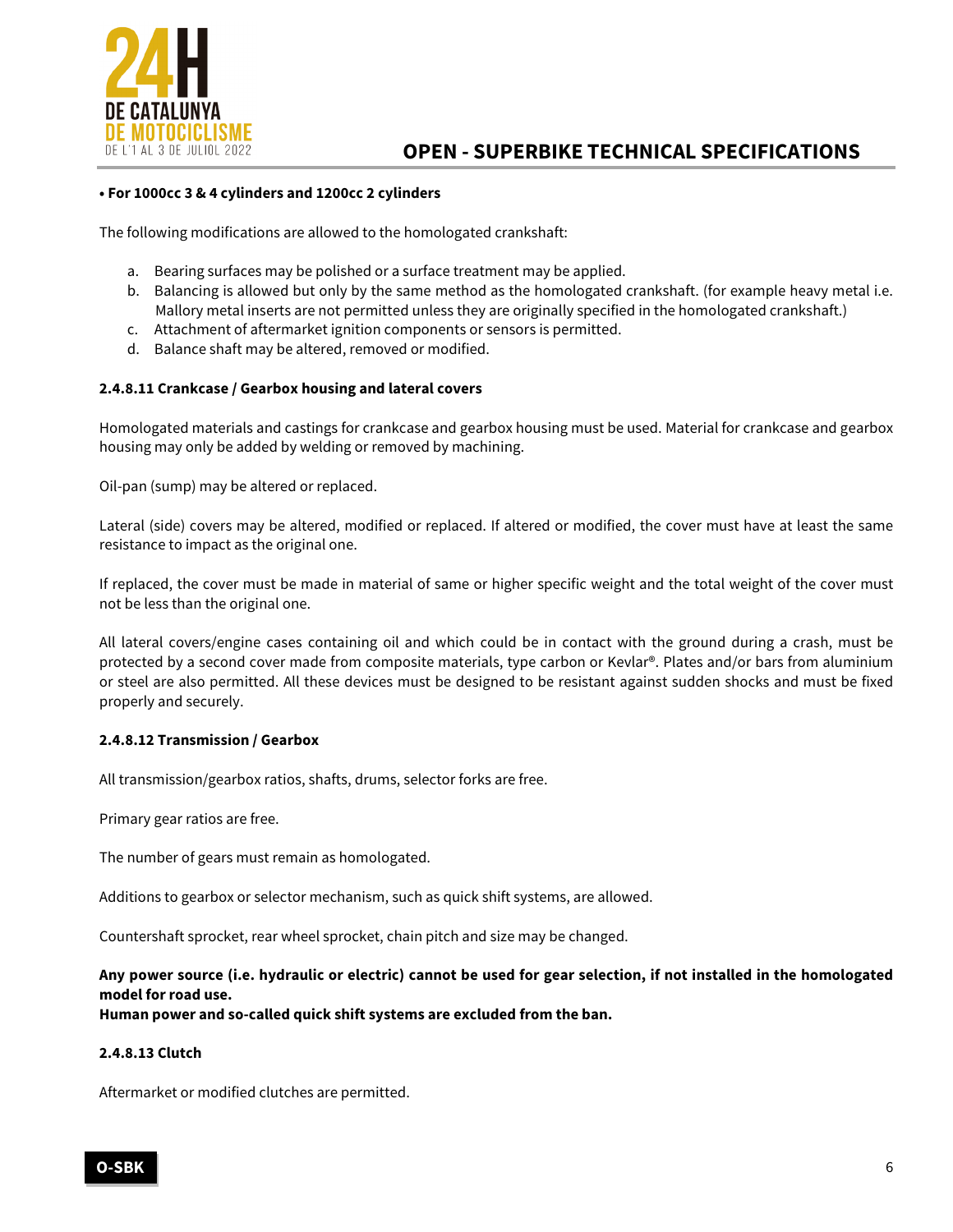**• For 1000cc 3 & 4 cylinders and 1200cc 2 cylinders**

The following modifications are allowed to the homologated crankshaft:

a. Bearing surfaces may be polished or a surface treatment may be applied.
b. Balancing is allowed but only by the same method as the homologated crankshaft. (for example heavy metal i.e. Mallory metal inserts are not permitted unless they are originally specified in the homologated crankshaft.)
c. Attachment of aftermarket ignition components or sensors is permitted.
d. Balance shaft may be altered, removed or modified.

#### 2.4.8.11 Crankcase / Gearbox housing and lateral covers

Homologated materials and castings for crankcase and gearbox housing must be used. Material for crankcase and gearbox housing may only be added by welding or removed by machining.

Oil-pan (sump) may be altered or replaced.

Lateral (side) covers may be altered, modified or replaced. If altered or modified, the cover must have at least the same resistance to impact as the original one.

If replaced, the cover must be made in material of same or higher specific weight and the total weight of the cover must not be less than the original one.

All lateral covers/engine cases containing oil and which could be in contact with the ground during a crash, must be protected by a second cover made from composite materials, type carbon or Kevlar®. Plates and/or bars from aluminium or steel are also permitted. All these devices must be designed to be resistant against sudden shocks and must be fixed properly and securely.

#### 2.4.8.12 Transmission / Gearbox

All transmission/gearbox ratios, shafts, drums, selector forks are free.

Primary gear ratios are free.

The number of gears must remain as homologated.

Additions to gearbox or selector mechanism, such as quick shift systems, are allowed.

Countershaft sprocket, rear wheel sprocket, chain pitch and size may be changed.

**Any power source (i.e. hydraulic or electric) cannot be used for gear selection, if not installed in the homologated model for road use.**
**Human power and so-called quick shift systems are excluded from the ban.**

#### 2.4.8.13 Clutch

Aftermarket or modified clutches are permitted.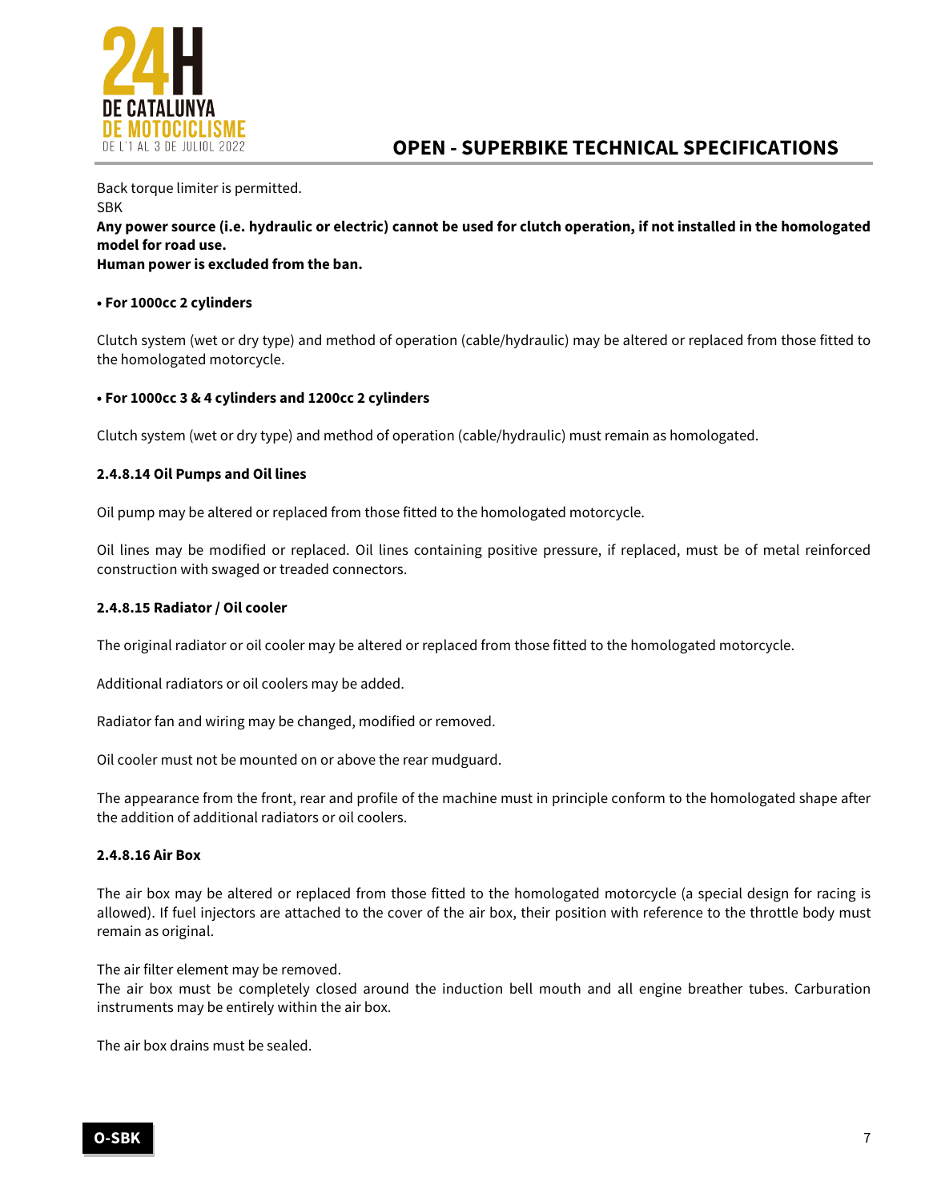Back torque limiter is permitted.
SBK
**Any power source (i.e. hydraulic or electric) cannot be used for clutch operation, if not installed in the homologated model for road use.**
**Human power is excluded from the ban.**

**• For 1000cc 2 cylinders**

Clutch system (wet or dry type) and method of operation (cable/hydraulic) may be altered or replaced from those fitted to the homologated motorcycle.

**• For 1000cc 3 & 4 cylinders and 1200cc 2 cylinders**

Clutch system (wet or dry type) and method of operation (cable/hydraulic) must remain as homologated.

#### 2.4.8.14 Oil Pumps and Oil lines

Oil pump may be altered or replaced from those fitted to the homologated motorcycle.

Oil lines may be modified or replaced. Oil lines containing positive pressure, if replaced, must be of metal reinforced construction with swaged or treaded connectors.

#### 2.4.8.15 Radiator / Oil cooler

The original radiator or oil cooler may be altered or replaced from those fitted to the homologated motorcycle.

Additional radiators or oil coolers may be added.

Radiator fan and wiring may be changed, modified or removed.

Oil cooler must not be mounted on or above the rear mudguard.

The appearance from the front, rear and profile of the machine must in principle conform to the homologated shape after the addition of additional radiators or oil coolers.

#### 2.4.8.16 Air Box

The air box may be altered or replaced from those fitted to the homologated motorcycle (a special design for racing is allowed). If fuel injectors are attached to the cover of the air box, their position with reference to the throttle body must remain as original.

The air filter element may be removed.
The air box must be completely closed around the induction bell mouth and all engine breather tubes. Carburation instruments may be entirely within the air box.

The air box drains must be sealed.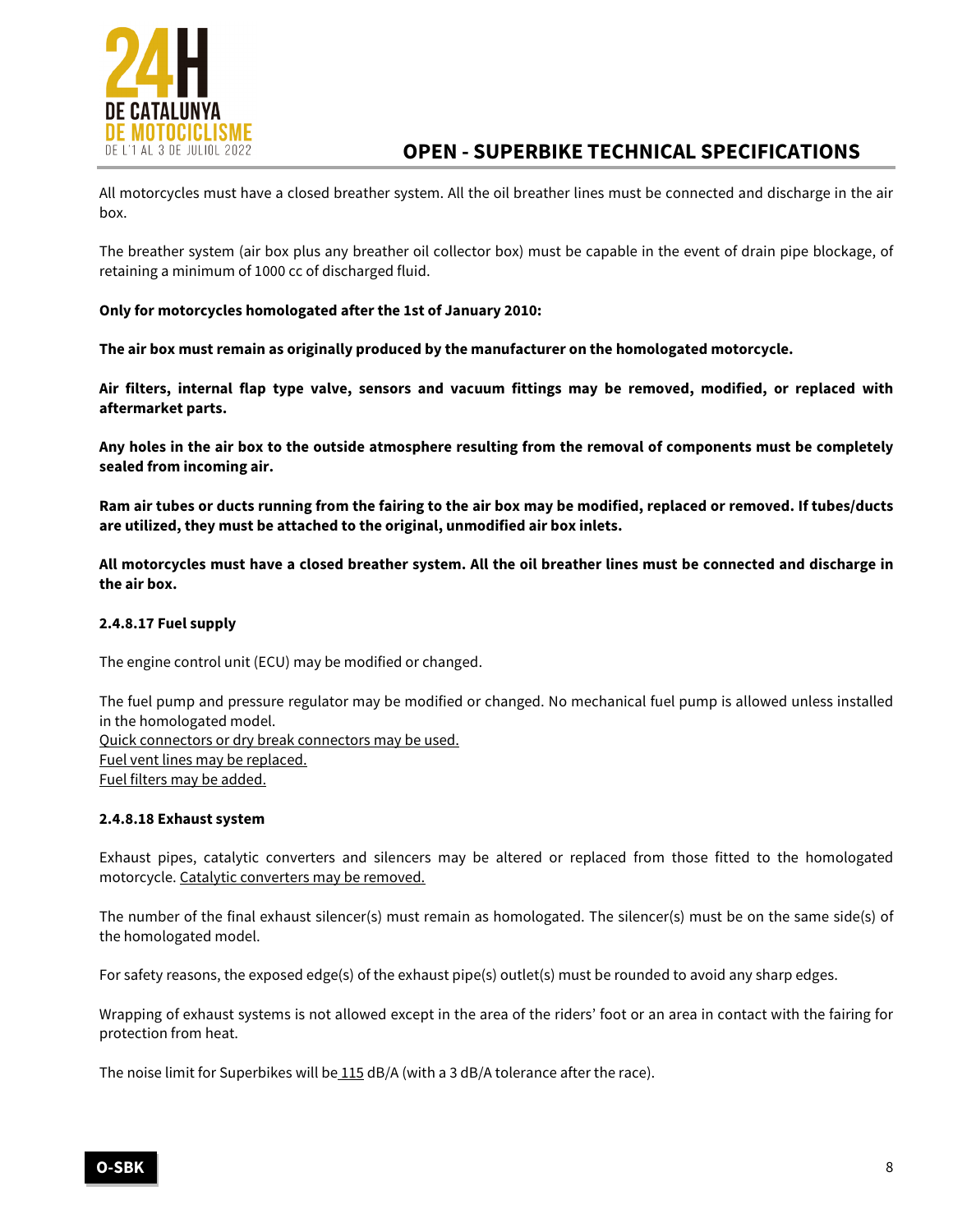All motorcycles must have a closed breather system. All the oil breather lines must be connected and discharge in the air box.

The breather system (air box plus any breather oil collector box) must be capable in the event of drain pipe blockage, of retaining a minimum of 1000 cc of discharged fluid.

**Only for motorcycles homologated after the 1st of January 2010:**

**The air box must remain as originally produced by the manufacturer on the homologated motorcycle.**

**Air filters, internal flap type valve, sensors and vacuum fittings may be removed, modified, or replaced with aftermarket parts.**

**Any holes in the air box to the outside atmosphere resulting from the removal of components must be completely sealed from incoming air.**

**Ram air tubes or ducts running from the fairing to the air box may be modified, replaced or removed. If tubes/ducts are utilized, they must be attached to the original, unmodified air box inlets.**

**All motorcycles must have a closed breather system. All the oil breather lines must be connected and discharge in the air box.**

#### 2.4.8.17 Fuel supply

The engine control unit (ECU) may be modified or changed.

The fuel pump and pressure regulator may be modified or changed. No mechanical fuel pump is allowed unless installed in the homologated model.
Quick connectors or dry break connectors may be used.
Fuel vent lines may be replaced.
Fuel filters may be added.

#### 2.4.8.18 Exhaust system

Exhaust pipes, catalytic converters and silencers may be altered or replaced from those fitted to the homologated motorcycle. Catalytic converters may be removed.

The number of the final exhaust silencer(s) must remain as homologated. The silencer(s) must be on the same side(s) of the homologated model.

For safety reasons, the exposed edge(s) of the exhaust pipe(s) outlet(s) must be rounded to avoid any sharp edges.

Wrapping of exhaust systems is not allowed except in the area of the riders' foot or an area in contact with the fairing for protection from heat.

The noise limit for Superbikes will be 115 dB/A (with a 3 dB/A tolerance after the race).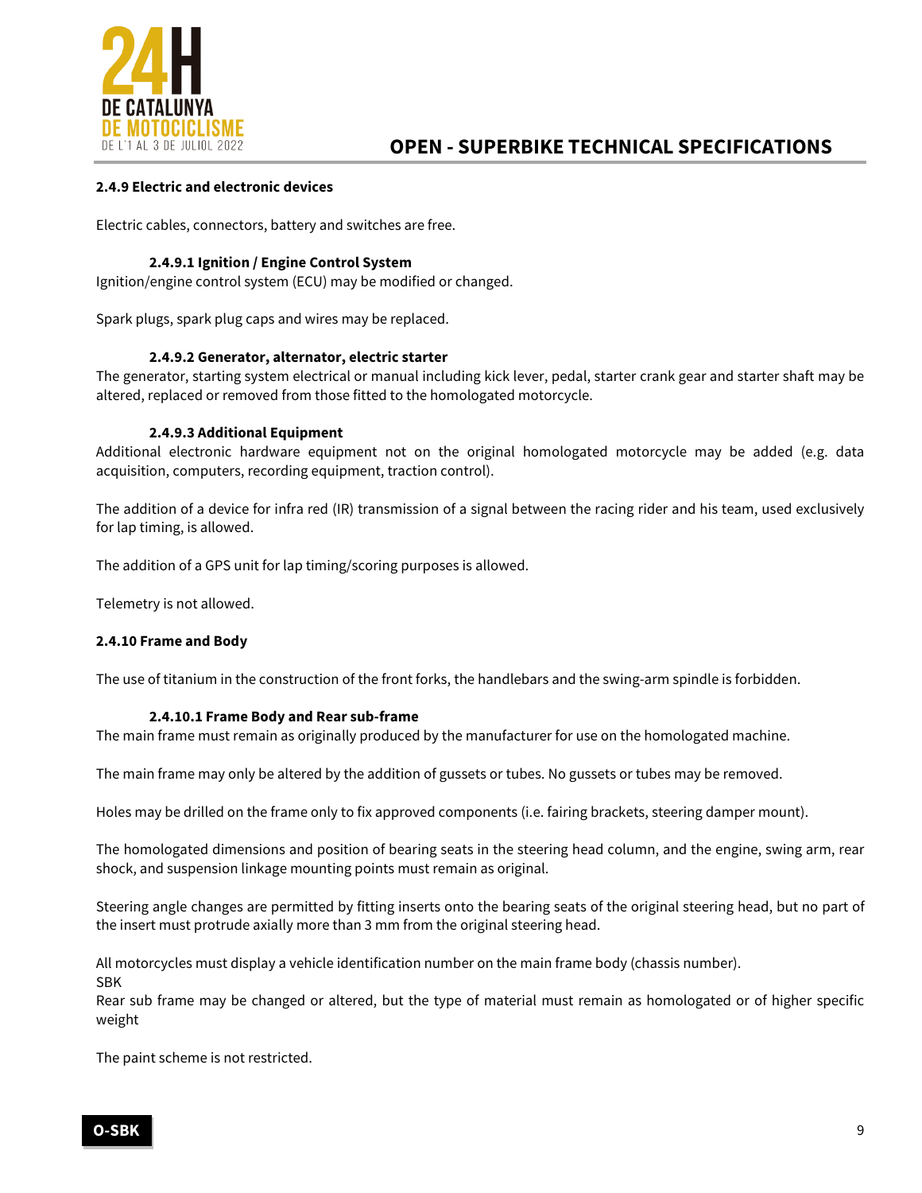#### 2.4.9 Electric and electronic devices

Electric cables, connectors, battery and switches are free.

##### 2.4.9.1 Ignition / Engine Control System

Ignition/engine control system (ECU) may be modified or changed.

Spark plugs, spark plug caps and wires may be replaced.

##### 2.4.9.2 Generator, alternator, electric starter

The generator, starting system electrical or manual including kick lever, pedal, starter crank gear and starter shaft may be altered, replaced or removed from those fitted to the homologated motorcycle.

##### 2.4.9.3 Additional Equipment

Additional electronic hardware equipment not on the original homologated motorcycle may be added (e.g. data acquisition, computers, recording equipment, traction control).

The addition of a device for infra red (IR) transmission of a signal between the racing rider and his team, used exclusively for lap timing, is allowed.

The addition of a GPS unit for lap timing/scoring purposes is allowed.

Telemetry is not allowed.

#### 2.4.10 Frame and Body

The use of titanium in the construction of the front forks, the handlebars and the swing-arm spindle is forbidden.

##### 2.4.10.1 Frame Body and Rear sub-frame

The main frame must remain as originally produced by the manufacturer for use on the homologated machine.

The main frame may only be altered by the addition of gussets or tubes. No gussets or tubes may be removed.

Holes may be drilled on the frame only to fix approved components (i.e. fairing brackets, steering damper mount).

The homologated dimensions and position of bearing seats in the steering head column, and the engine, swing arm, rear shock, and suspension linkage mounting points must remain as original.

Steering angle changes are permitted by fitting inserts onto the bearing seats of the original steering head, but no part of the insert must protrude axially more than 3 mm from the original steering head.

All motorcycles must display a vehicle identification number on the main frame body (chassis number).
SBK
Rear sub frame may be changed or altered, but the type of material must remain as homologated or of higher specific weight

The paint scheme is not restricted.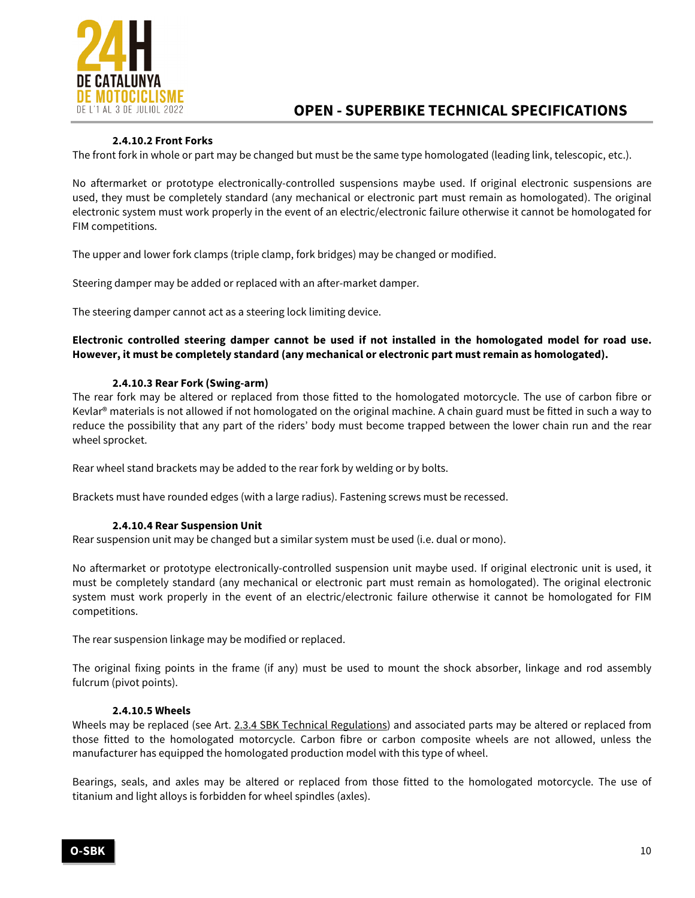#### 2.4.10.2 Front Forks

The front fork in whole or part may be changed but must be the same type homologated (leading link, telescopic, etc.).

No aftermarket or prototype electronically-controlled suspensions maybe used. If original electronic suspensions are used, they must be completely standard (any mechanical or electronic part must remain as homologated). The original electronic system must work properly in the event of an electric/electronic failure otherwise it cannot be homologated for FIM competitions.

The upper and lower fork clamps (triple clamp, fork bridges) may be changed or modified.

Steering damper may be added or replaced with an after-market damper.

The steering damper cannot act as a steering lock limiting device.

**Electronic controlled steering damper cannot be used if not installed in the homologated model for road use. However, it must be completely standard (any mechanical or electronic part must remain as homologated).**

#### 2.4.10.3 Rear Fork (Swing-arm)

The rear fork may be altered or replaced from those fitted to the homologated motorcycle. The use of carbon fibre or Kevlar® materials is not allowed if not homologated on the original machine. A chain guard must be fitted in such a way to reduce the possibility that any part of the riders' body must become trapped between the lower chain run and the rear wheel sprocket.

Rear wheel stand brackets may be added to the rear fork by welding or by bolts.

Brackets must have rounded edges (with a large radius). Fastening screws must be recessed.

#### 2.4.10.4 Rear Suspension Unit

Rear suspension unit may be changed but a similar system must be used (i.e. dual or mono).

No aftermarket or prototype electronically-controlled suspension unit maybe used. If original electronic unit is used, it must be completely standard (any mechanical or electronic part must remain as homologated). The original electronic system must work properly in the event of an electric/electronic failure otherwise it cannot be homologated for FIM competitions.

The rear suspension linkage may be modified or replaced.

The original fixing points in the frame (if any) must be used to mount the shock absorber, linkage and rod assembly fulcrum (pivot points).

#### 2.4.10.5 Wheels

Wheels may be replaced (see Art. 2.3.4 SBK Technical Regulations) and associated parts may be altered or replaced from those fitted to the homologated motorcycle. Carbon fibre or carbon composite wheels are not allowed, unless the manufacturer has equipped the homologated production model with this type of wheel.

Bearings, seals, and axles may be altered or replaced from those fitted to the homologated motorcycle. The use of titanium and light alloys is forbidden for wheel spindles (axles).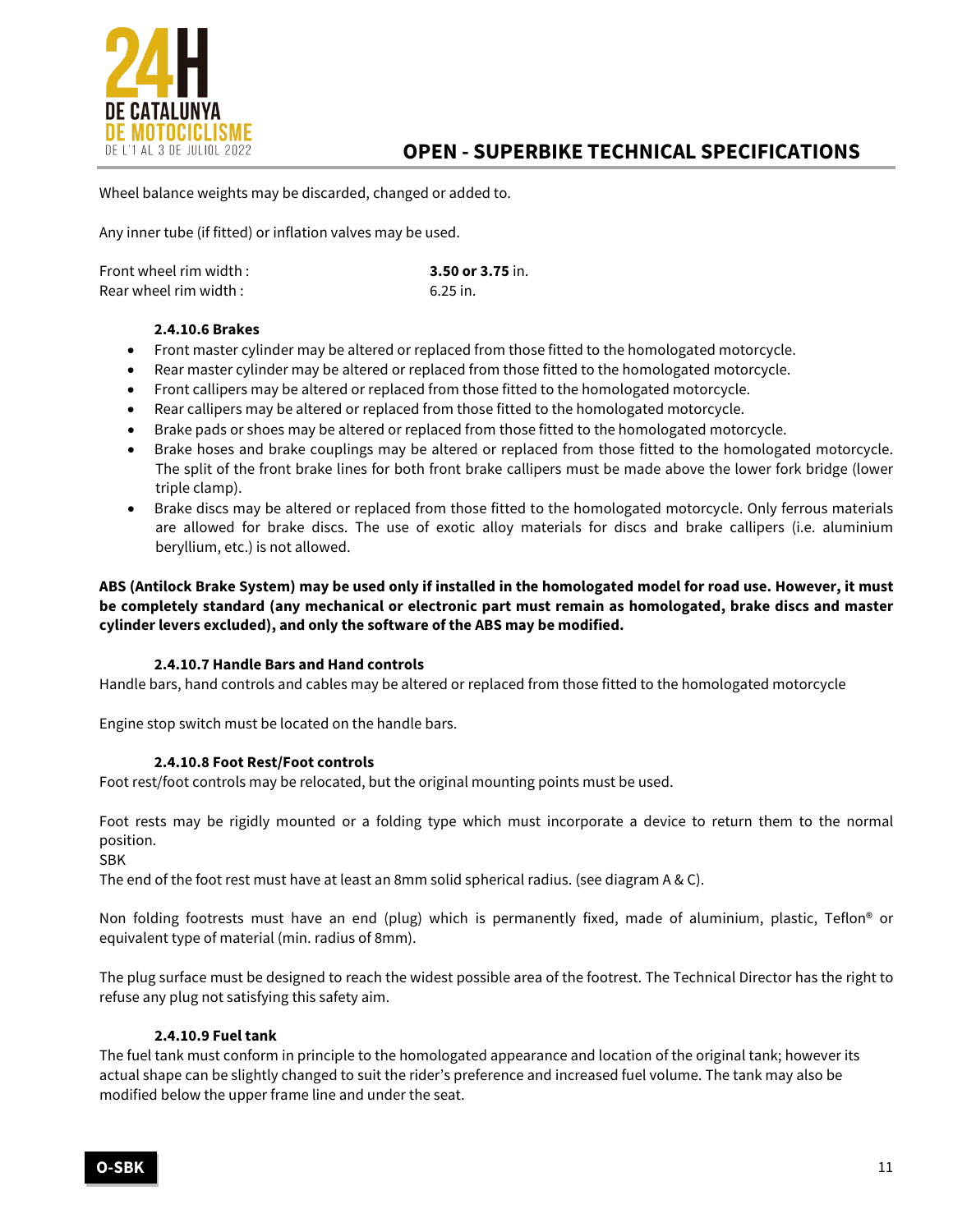Wheel balance weights may be discarded, changed or added to.

Any inner tube (if fitted) or inflation valves may be used.

| | |
|---|---|
| Front wheel rim width : | **3.50 or 3.75** in. |
| Rear wheel rim width : | 6.25 in. |

#### 2.4.10.6 Brakes

- Front master cylinder may be altered or replaced from those fitted to the homologated motorcycle.
- Rear master cylinder may be altered or replaced from those fitted to the homologated motorcycle.
- Front callipers may be altered or replaced from those fitted to the homologated motorcycle.
- Rear callipers may be altered or replaced from those fitted to the homologated motorcycle.
- Brake pads or shoes may be altered or replaced from those fitted to the homologated motorcycle.
- Brake hoses and brake couplings may be altered or replaced from those fitted to the homologated motorcycle. The split of the front brake lines for both front brake callipers must be made above the lower fork bridge (lower triple clamp).
- Brake discs may be altered or replaced from those fitted to the homologated motorcycle. Only ferrous materials are allowed for brake discs. The use of exotic alloy materials for discs and brake callipers (i.e. aluminium beryllium, etc.) is not allowed.

**ABS (Antilock Brake System) may be used only if installed in the homologated model for road use. However, it must be completely standard (any mechanical or electronic part must remain as homologated, brake discs and master cylinder levers excluded), and only the software of the ABS may be modified.**

#### 2.4.10.7 Handle Bars and Hand controls

Handle bars, hand controls and cables may be altered or replaced from those fitted to the homologated motorcycle

Engine stop switch must be located on the handle bars.

#### 2.4.10.8 Foot Rest/Foot controls

Foot rest/foot controls may be relocated, but the original mounting points must be used.

Foot rests may be rigidly mounted or a folding type which must incorporate a device to return them to the normal position.
SBK
The end of the foot rest must have at least an 8mm solid spherical radius. (see diagram A & C).

Non folding footrests must have an end (plug) which is permanently fixed, made of aluminium, plastic, Teflon® or equivalent type of material (min. radius of 8mm).

The plug surface must be designed to reach the widest possible area of the footrest. The Technical Director has the right to refuse any plug not satisfying this safety aim.

#### 2.4.10.9 Fuel tank

The fuel tank must conform in principle to the homologated appearance and location of the original tank; however its actual shape can be slightly changed to suit the rider's preference and increased fuel volume. The tank may also be modified below the upper frame line and under the seat.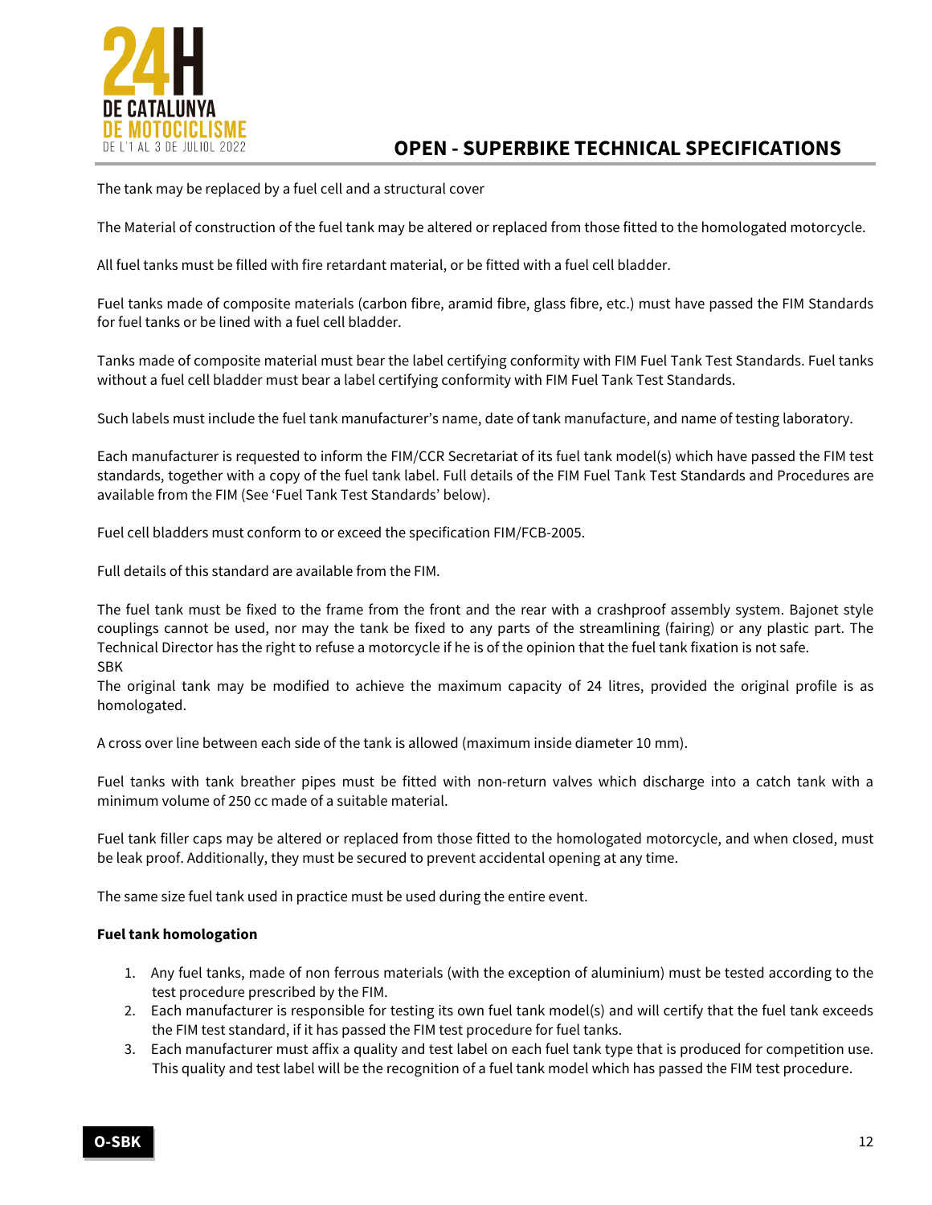The tank may be replaced by a fuel cell and a structural cover

The Material of construction of the fuel tank may be altered or replaced from those fitted to the homologated motorcycle.

All fuel tanks must be filled with fire retardant material, or be fitted with a fuel cell bladder.

Fuel tanks made of composite materials (carbon fibre, aramid fibre, glass fibre, etc.) must have passed the FIM Standards for fuel tanks or be lined with a fuel cell bladder.

Tanks made of composite material must bear the label certifying conformity with FIM Fuel Tank Test Standards. Fuel tanks without a fuel cell bladder must bear a label certifying conformity with FIM Fuel Tank Test Standards.

Such labels must include the fuel tank manufacturer's name, date of tank manufacture, and name of testing laboratory.

Each manufacturer is requested to inform the FIM/CCR Secretariat of its fuel tank model(s) which have passed the FIM test standards, together with a copy of the fuel tank label. Full details of the FIM Fuel Tank Test Standards and Procedures are available from the FIM (See 'Fuel Tank Test Standards' below).

Fuel cell bladders must conform to or exceed the specification FIM/FCB-2005.

Full details of this standard are available from the FIM.

The fuel tank must be fixed to the frame from the front and the rear with a crashproof assembly system. Bajonet style couplings cannot be used, nor may the tank be fixed to any parts of the streamlining (fairing) or any plastic part. The Technical Director has the right to refuse a motorcycle if he is of the opinion that the fuel tank fixation is not safe.
SBK
The original tank may be modified to achieve the maximum capacity of 24 litres, provided the original profile is as homologated.

A cross over line between each side of the tank is allowed (maximum inside diameter 10 mm).

Fuel tanks with tank breather pipes must be fitted with non-return valves which discharge into a catch tank with a minimum volume of 250 cc made of a suitable material.

Fuel tank filler caps may be altered or replaced from those fitted to the homologated motorcycle, and when closed, must be leak proof. Additionally, they must be secured to prevent accidental opening at any time.

The same size fuel tank used in practice must be used during the entire event.

**Fuel tank homologation**

1. Any fuel tanks, made of non ferrous materials (with the exception of aluminium) must be tested according to the test procedure prescribed by the FIM.
2. Each manufacturer is responsible for testing its own fuel tank model(s) and will certify that the fuel tank exceeds the FIM test standard, if it has passed the FIM test procedure for fuel tanks.
3. Each manufacturer must affix a quality and test label on each fuel tank type that is produced for competition use. This quality and test label will be the recognition of a fuel tank model which has passed the FIM test procedure.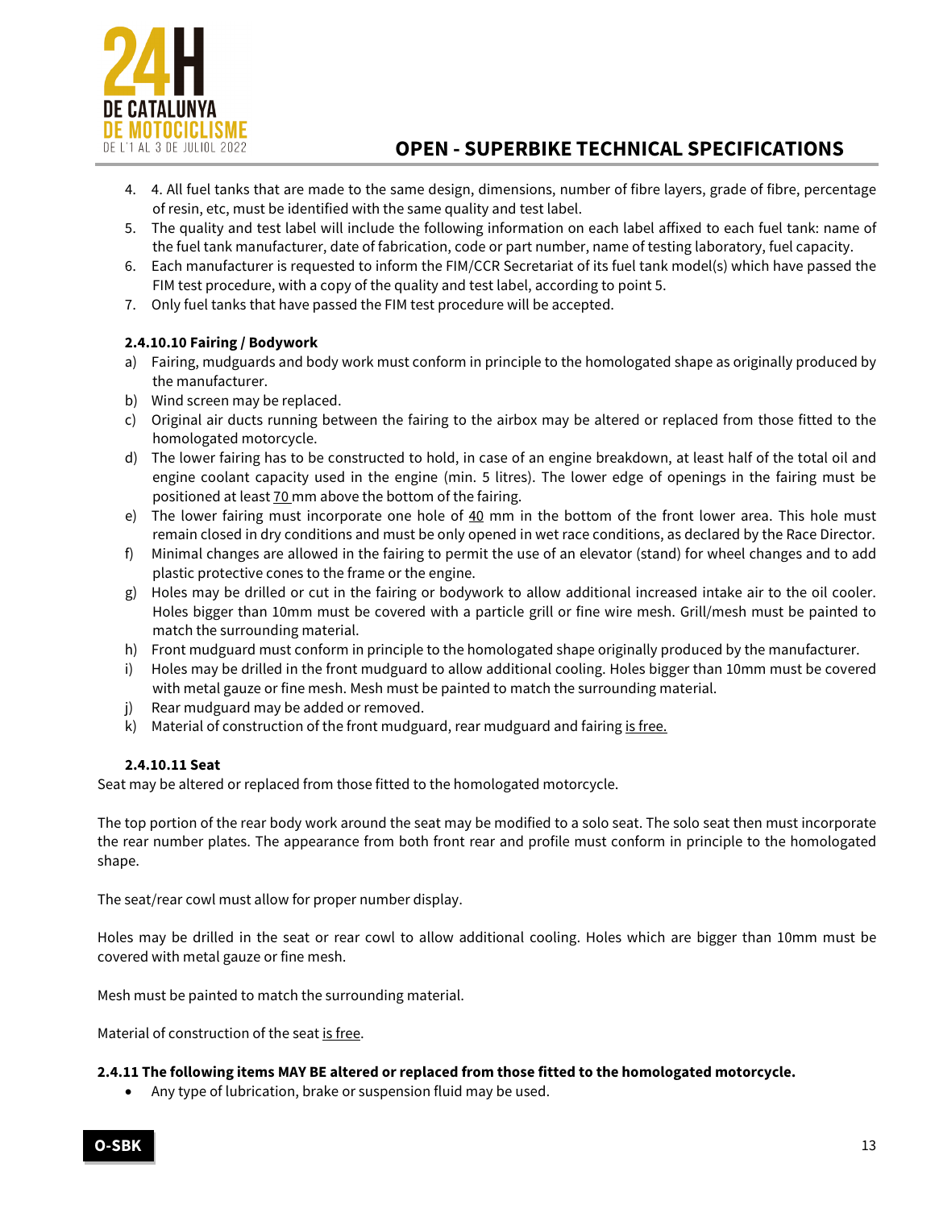4. 4. All fuel tanks that are made to the same design, dimensions, number of fibre layers, grade of fibre, percentage of resin, etc, must be identified with the same quality and test label.
5. The quality and test label will include the following information on each label affixed to each fuel tank: name of the fuel tank manufacturer, date of fabrication, code or part number, name of testing laboratory, fuel capacity.
6. Each manufacturer is requested to inform the FIM/CCR Secretariat of its fuel tank model(s) which have passed the FIM test procedure, with a copy of the quality and test label, according to point 5.
7. Only fuel tanks that have passed the FIM test procedure will be accepted.

**2.4.10.10 Fairing / Bodywork**

a) Fairing, mudguards and body work must conform in principle to the homologated shape as originally produced by the manufacturer.
b) Wind screen may be replaced.
c) Original air ducts running between the fairing to the airbox may be altered or replaced from those fitted to the homologated motorcycle.
d) The lower fairing has to be constructed to hold, in case of an engine breakdown, at least half of the total oil and engine coolant capacity used in the engine (min. 5 litres). The lower edge of openings in the fairing must be positioned at least 70 mm above the bottom of the fairing.
e) The lower fairing must incorporate one hole of 40 mm in the bottom of the front lower area. This hole must remain closed in dry conditions and must be only opened in wet race conditions, as declared by the Race Director.
f) Minimal changes are allowed in the fairing to permit the use of an elevator (stand) for wheel changes and to add plastic protective cones to the frame or the engine.
g) Holes may be drilled or cut in the fairing or bodywork to allow additional increased intake air to the oil cooler. Holes bigger than 10mm must be covered with a particle grill or fine wire mesh. Grill/mesh must be painted to match the surrounding material.
h) Front mudguard must conform in principle to the homologated shape originally produced by the manufacturer.
i) Holes may be drilled in the front mudguard to allow additional cooling. Holes bigger than 10mm must be covered with metal gauze or fine mesh. Mesh must be painted to match the surrounding material.
j) Rear mudguard may be added or removed.
k) Material of construction of the front mudguard, rear mudguard and fairing is free.

**2.4.10.11 Seat**

Seat may be altered or replaced from those fitted to the homologated motorcycle.

The top portion of the rear body work around the seat may be modified to a solo seat. The solo seat then must incorporate the rear number plates. The appearance from both front rear and profile must conform in principle to the homologated shape.

The seat/rear cowl must allow for proper number display.

Holes may be drilled in the seat or rear cowl to allow additional cooling. Holes which are bigger than 10mm must be covered with metal gauze or fine mesh.

Mesh must be painted to match the surrounding material.

Material of construction of the seat is free.

**2.4.11 The following items MAY BE altered or replaced from those fitted to the homologated motorcycle.**

- Any type of lubrication, brake or suspension fluid may be used.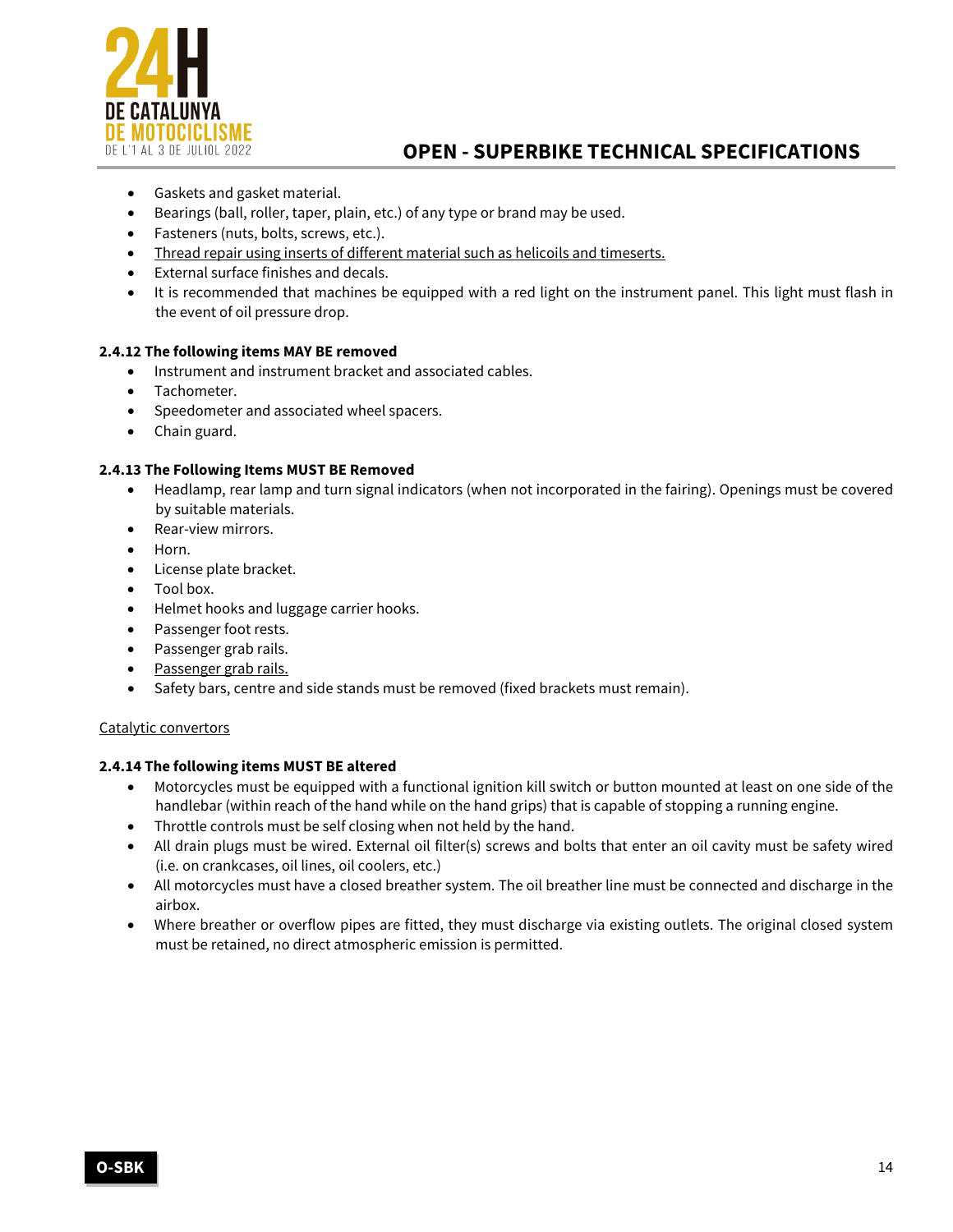- Gaskets and gasket material.
- Bearings (ball, roller, taper, plain, etc.) of any type or brand may be used.
- Fasteners (nuts, bolts, screws, etc.).
- Thread repair using inserts of different material such as helicoils and timeserts.
- External surface finishes and decals.
- It is recommended that machines be equipped with a red light on the instrument panel. This light must flash in the event of oil pressure drop.

**2.4.12 The following items MAY BE removed**

- Instrument and instrument bracket and associated cables.
- Tachometer.
- Speedometer and associated wheel spacers.
- Chain guard.

**2.4.13 The Following Items MUST BE Removed**

- Headlamp, rear lamp and turn signal indicators (when not incorporated in the fairing). Openings must be covered by suitable materials.
- Rear-view mirrors.
- Horn.
- License plate bracket.
- Tool box.
- Helmet hooks and luggage carrier hooks.
- Passenger foot rests.
- Passenger grab rails.
- Passenger grab rails.
- Safety bars, centre and side stands must be removed (fixed brackets must remain).

Catalytic convertors

**2.4.14 The following items MUST BE altered**

- Motorcycles must be equipped with a functional ignition kill switch or button mounted at least on one side of the handlebar (within reach of the hand while on the hand grips) that is capable of stopping a running engine.
- Throttle controls must be self closing when not held by the hand.
- All drain plugs must be wired. External oil filter(s) screws and bolts that enter an oil cavity must be safety wired (i.e. on crankcases, oil lines, oil coolers, etc.)
- All motorcycles must have a closed breather system. The oil breather line must be connected and discharge in the airbox.
- Where breather or overflow pipes are fitted, they must discharge via existing outlets. The original closed system must be retained, no direct atmospheric emission is permitted.